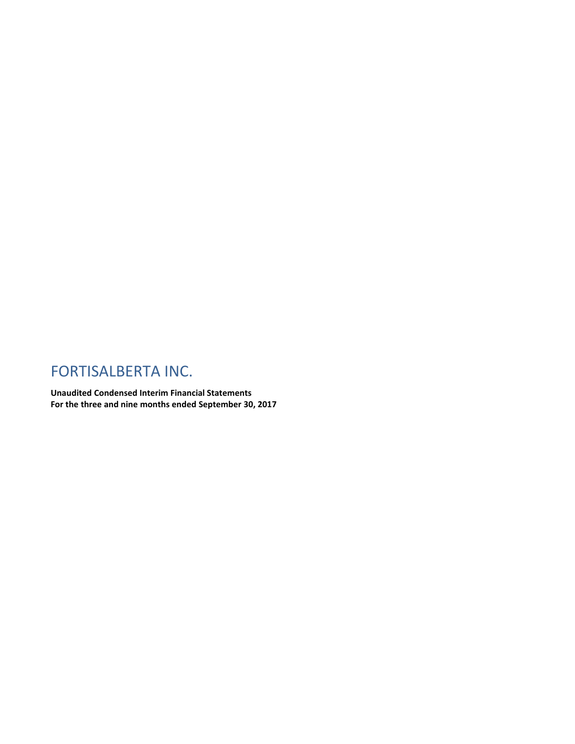# FORTISALBERTA INC.

**Unaudited Condensed Interim Financial Statements**
**For the three and nine months ended September 30, 2017**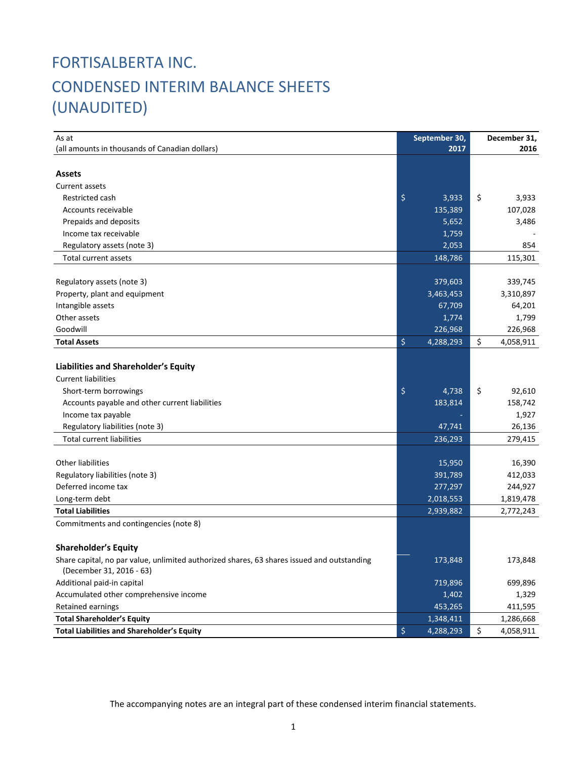# FORTISALBERTA INC.

# CONDENSED INTERIM BALANCE SHEETS (UNAUDITED)

| As at<br>(all amounts in thousands of Canadian dollars) | September 30, 2017 | December 31, 2016 |
|---|---|---|
| **Assets** | | |
| Current assets | | |
| Restricted cash | $ 3,933 | $ 3,933 |
| Accounts receivable | 135,389 | 107,028 |
| Prepaids and deposits | 5,652 | 3,486 |
| Income tax receivable | 1,759 | - |
| Regulatory assets (note 3) | 2,053 | 854 |
| Total current assets | 148,786 | 115,301 |
| | | |
| Regulatory assets (note 3) | 379,603 | 339,745 |
| Property, plant and equipment | 3,463,453 | 3,310,897 |
| Intangible assets | 67,709 | 64,201 |
| Other assets | 1,774 | 1,799 |
| Goodwill | 226,968 | 226,968 |
| **Total Assets** | $ 4,288,293 | $ 4,058,911 |
| | | |
| **Liabilities and Shareholder's Equity** | | |
| Current liabilities | | |
| Short-term borrowings | $ 4,738 | $ 92,610 |
| Accounts payable and other current liabilities | 183,814 | 158,742 |
| Income tax payable | - | 1,927 |
| Regulatory liabilities (note 3) | 47,741 | 26,136 |
| Total current liabilities | 236,293 | 279,415 |
| | | |
| Other liabilities | 15,950 | 16,390 |
| Regulatory liabilities (note 3) | 391,789 | 412,033 |
| Deferred income tax | 277,297 | 244,927 |
| Long-term debt | 2,018,553 | 1,819,478 |
| **Total Liabilities** | 2,939,882 | 2,772,243 |
| Commitments and contingencies (note 8) | | |
| | | |
| **Shareholder's Equity** | | |
| Share capital, no par value, unlimited authorized shares, 63 shares issued and outstanding (December 31, 2016 - 63) | 173,848 | 173,848 |
| Additional paid-in capital | 719,896 | 699,896 |
| Accumulated other comprehensive income | 1,402 | 1,329 |
| Retained earnings | 453,265 | 411,595 |
| **Total Shareholder's Equity** | 1,348,411 | 1,286,668 |
| **Total Liabilities and Shareholder's Equity** | $ 4,288,293 | $ 4,058,911 |

The accompanying notes are an integral part of these condensed interim financial statements.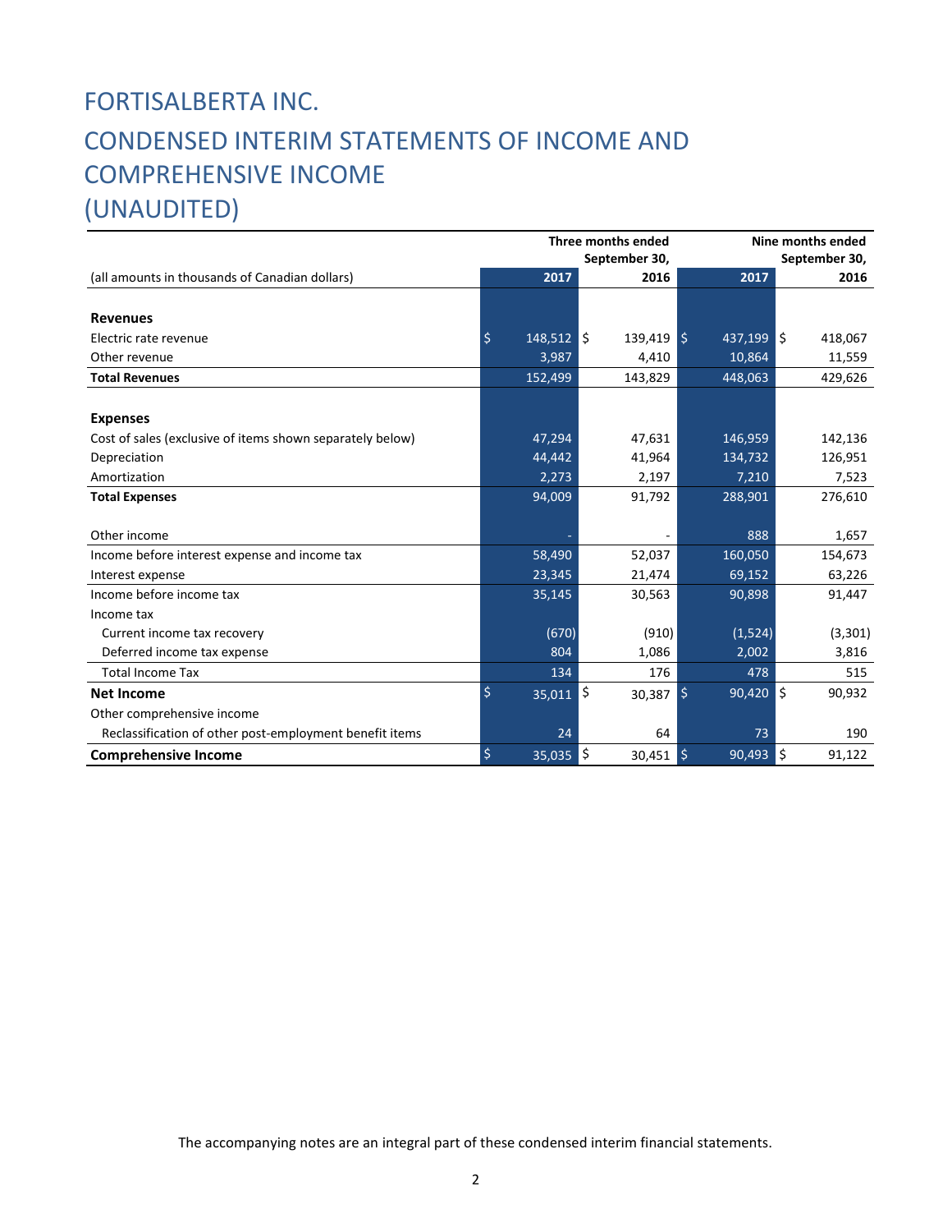# FORTISALBERTA INC.

# CONDENSED INTERIM STATEMENTS OF INCOME AND COMPREHENSIVE INCOME (UNAUDITED)

| (all amounts in thousands of Canadian dollars) | Three months ended September 30, 2017 | Three months ended September 30, 2016 | Nine months ended September 30, 2017 | Nine months ended September 30, 2016 |
|---|---|---|---|---|
| **Revenues** | | | | |
| Electric rate revenue | $ 148,512 | $ 139,419 | $ 437,199 | $ 418,067 |
| Other revenue | 3,987 | 4,410 | 10,864 | 11,559 |
| **Total Revenues** | 152,499 | 143,829 | 448,063 | 429,626 |
| **Expenses** | | | | |
| Cost of sales (exclusive of items shown separately below) | 47,294 | 47,631 | 146,959 | 142,136 |
| Depreciation | 44,442 | 41,964 | 134,732 | 126,951 |
| Amortization | 2,273 | 2,197 | 7,210 | 7,523 |
| **Total Expenses** | 94,009 | 91,792 | 288,901 | 276,610 |
| Other income | - | - | 888 | 1,657 |
| Income before interest expense and income tax | 58,490 | 52,037 | 160,050 | 154,673 |
| Interest expense | 23,345 | 21,474 | 69,152 | 63,226 |
| Income before income tax | 35,145 | 30,563 | 90,898 | 91,447 |
| Income tax | | | | |
| Current income tax recovery | (670) | (910) | (1,524) | (3,301) |
| Deferred income tax expense | 804 | 1,086 | 2,002 | 3,816 |
| Total Income Tax | 134 | 176 | 478 | 515 |
| **Net Income** | $ 35,011 | $ 30,387 | $ 90,420 | $ 90,932 |
| Other comprehensive income | | | | |
| Reclassification of other post-employment benefit items | 24 | 64 | 73 | 190 |
| **Comprehensive Income** | $ 35,035 | $ 30,451 | $ 90,493 | $ 91,122 |

The accompanying notes are an integral part of these condensed interim financial statements.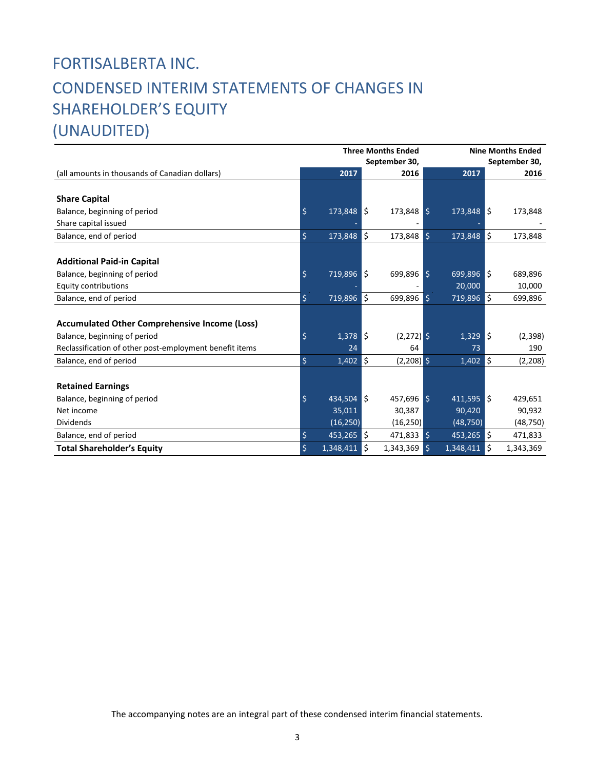# FORTISALBERTA INC.

# CONDENSED INTERIM STATEMENTS OF CHANGES IN SHAREHOLDER'S EQUITY (UNAUDITED)

| (all amounts in thousands of Canadian dollars) | Three Months Ended September 30, 2017 | Three Months Ended September 30, 2016 | Nine Months Ended September 30, 2017 | Nine Months Ended September 30, 2016 |
|---|---|---|---|---|
| **Share Capital** | | | | |
| Balance, beginning of period | $ 173,848 | $ 173,848 | $ 173,848 | $ 173,848 |
| Share capital issued | - | - | - | - |
| Balance, end of period | $ 173,848 | $ 173,848 | $ 173,848 | $ 173,848 |
| **Additional Paid-in Capital** | | | | |
| Balance, beginning of period | $ 719,896 | $ 699,896 | $ 699,896 | $ 689,896 |
| Equity contributions | - | - | 20,000 | 10,000 |
| Balance, end of period | $ 719,896 | $ 699,896 | $ 719,896 | $ 699,896 |
| **Accumulated Other Comprehensive Income (Loss)** | | | | |
| Balance, beginning of period | $ 1,378 | $ (2,272) | $ 1,329 | $ (2,398) |
| Reclassification of other post-employment benefit items | 24 | 64 | 73 | 190 |
| Balance, end of period | $ 1,402 | $ (2,208) | $ 1,402 | $ (2,208) |
| **Retained Earnings** | | | | |
| Balance, beginning of period | $ 434,504 | $ 457,696 | $ 411,595 | $ 429,651 |
| Net income | 35,011 | 30,387 | 90,420 | 90,932 |
| Dividends | (16,250) | (16,250) | (48,750) | (48,750) |
| Balance, end of period | $ 453,265 | $ 471,833 | $ 453,265 | $ 471,833 |
| **Total Shareholder's Equity** | $ 1,348,411 | $ 1,343,369 | $ 1,348,411 | $ 1,343,369 |

The accompanying notes are an integral part of these condensed interim financial statements.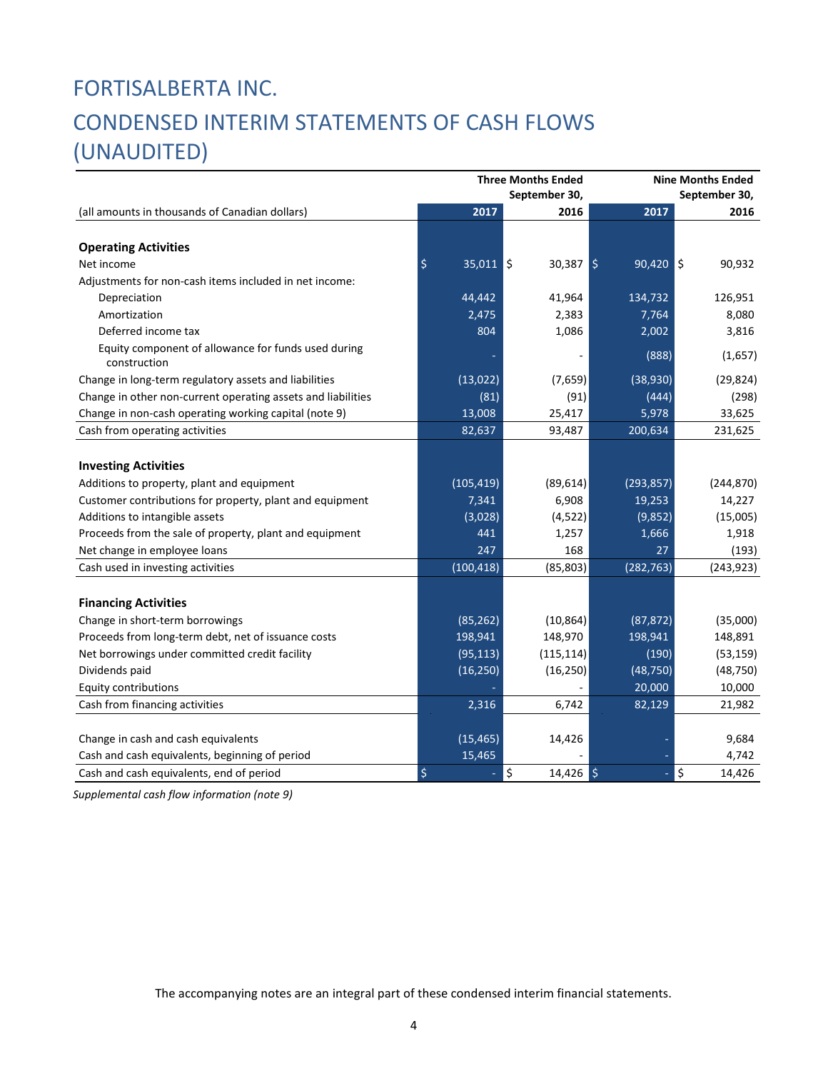# FORTISALBERTA INC.

# CONDENSED INTERIM STATEMENTS OF CASH FLOWS (UNAUDITED)

| (all amounts in thousands of Canadian dollars) | Three Months Ended September 30, 2017 | Three Months Ended September 30, 2016 | Nine Months Ended September 30, 2017 | Nine Months Ended September 30, 2016 |
|---|---|---|---|---|
| **Operating Activities** | | | | |
| Net income | $ 35,011 | $ 30,387 | $ 90,420 | $ 90,932 |
| Adjustments for non-cash items included in net income: | | | | |
| Depreciation | 44,442 | 41,964 | 134,732 | 126,951 |
| Amortization | 2,475 | 2,383 | 7,764 | 8,080 |
| Deferred income tax | 804 | 1,086 | 2,002 | 3,816 |
| Equity component of allowance for funds used during construction | - | - | (888) | (1,657) |
| Change in long-term regulatory assets and liabilities | (13,022) | (7,659) | (38,930) | (29,824) |
| Change in other non-current operating assets and liabilities | (81) | (91) | (444) | (298) |
| Change in non-cash operating working capital (note 9) | 13,008 | 25,417 | 5,978 | 33,625 |
| Cash from operating activities | 82,637 | 93,487 | 200,634 | 231,625 |
| **Investing Activities** | | | | |
| Additions to property, plant and equipment | (105,419) | (89,614) | (293,857) | (244,870) |
| Customer contributions for property, plant and equipment | 7,341 | 6,908 | 19,253 | 14,227 |
| Additions to intangible assets | (3,028) | (4,522) | (9,852) | (15,005) |
| Proceeds from the sale of property, plant and equipment | 441 | 1,257 | 1,666 | 1,918 |
| Net change in employee loans | 247 | 168 | 27 | (193) |
| Cash used in investing activities | (100,418) | (85,803) | (282,763) | (243,923) |
| **Financing Activities** | | | | |
| Change in short-term borrowings | (85,262) | (10,864) | (87,872) | (35,000) |
| Proceeds from long-term debt, net of issuance costs | 198,941 | 148,970 | 198,941 | 148,891 |
| Net borrowings under committed credit facility | (95,113) | (115,114) | (190) | (53,159) |
| Dividends paid | (16,250) | (16,250) | (48,750) | (48,750) |
| Equity contributions | - | - | 20,000 | 10,000 |
| Cash from financing activities | 2,316 | 6,742 | 82,129 | 21,982 |
| Change in cash and cash equivalents | (15,465) | 14,426 | - | 9,684 |
| Cash and cash equivalents, beginning of period | 15,465 | - | - | 4,742 |
| Cash and cash equivalents, end of period | $ - | $ 14,426 | $ - | $ 14,426 |

*Supplemental cash flow information (note 9)*

The accompanying notes are an integral part of these condensed interim financial statements.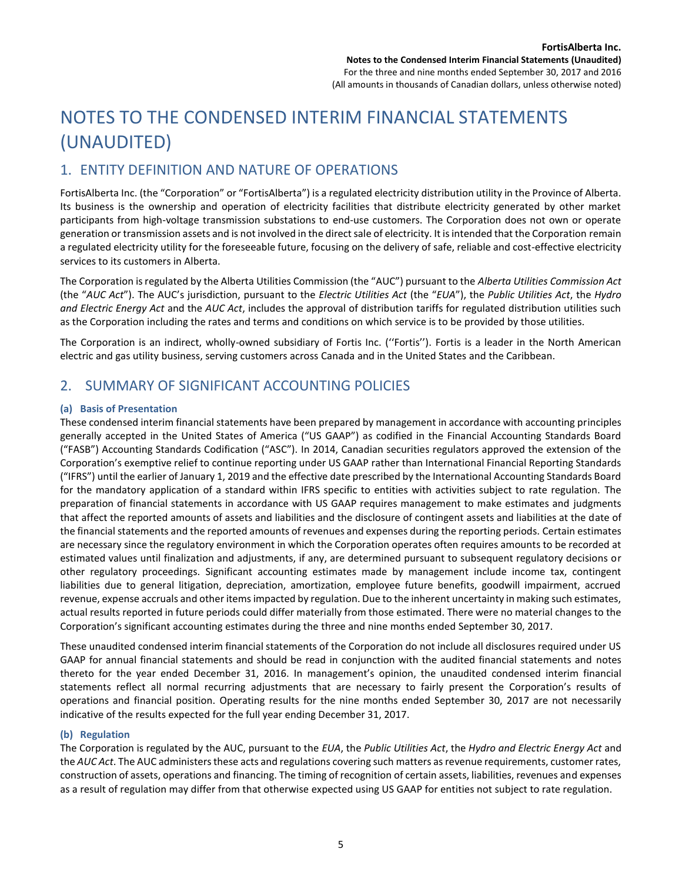# NOTES TO THE CONDENSED INTERIM FINANCIAL STATEMENTS (UNAUDITED)

## 1. ENTITY DEFINITION AND NATURE OF OPERATIONS

FortisAlberta Inc. (the "Corporation" or "FortisAlberta") is a regulated electricity distribution utility in the Province of Alberta. Its business is the ownership and operation of electricity facilities that distribute electricity generated by other market participants from high-voltage transmission substations to end-use customers. The Corporation does not own or operate generation or transmission assets and is not involved in the direct sale of electricity. It is intended that the Corporation remain a regulated electricity utility for the foreseeable future, focusing on the delivery of safe, reliable and cost-effective electricity services to its customers in Alberta.

The Corporation is regulated by the Alberta Utilities Commission (the "AUC") pursuant to the *Alberta Utilities Commission Act* (the "*AUC Act*"). The AUC's jurisdiction, pursuant to the *Electric Utilities Act* (the "*EUA*"), the *Public Utilities Act*, the *Hydro and Electric Energy Act* and the *AUC Act*, includes the approval of distribution tariffs for regulated distribution utilities such as the Corporation including the rates and terms and conditions on which service is to be provided by those utilities.

The Corporation is an indirect, wholly-owned subsidiary of Fortis Inc. (''Fortis''). Fortis is a leader in the North American electric and gas utility business, serving customers across Canada and in the United States and the Caribbean.

## 2. SUMMARY OF SIGNIFICANT ACCOUNTING POLICIES

### (a) Basis of Presentation

These condensed interim financial statements have been prepared by management in accordance with accounting principles generally accepted in the United States of America ("US GAAP") as codified in the Financial Accounting Standards Board ("FASB") Accounting Standards Codification ("ASC"). In 2014, Canadian securities regulators approved the extension of the Corporation's exemptive relief to continue reporting under US GAAP rather than International Financial Reporting Standards ("IFRS") until the earlier of January 1, 2019 and the effective date prescribed by the International Accounting Standards Board for the mandatory application of a standard within IFRS specific to entities with activities subject to rate regulation. The preparation of financial statements in accordance with US GAAP requires management to make estimates and judgments that affect the reported amounts of assets and liabilities and the disclosure of contingent assets and liabilities at the date of the financial statements and the reported amounts of revenues and expenses during the reporting periods. Certain estimates are necessary since the regulatory environment in which the Corporation operates often requires amounts to be recorded at estimated values until finalization and adjustments, if any, are determined pursuant to subsequent regulatory decisions or other regulatory proceedings. Significant accounting estimates made by management include income tax, contingent liabilities due to general litigation, depreciation, amortization, employee future benefits, goodwill impairment, accrued revenue, expense accruals and other items impacted by regulation. Due to the inherent uncertainty in making such estimates, actual results reported in future periods could differ materially from those estimated. There were no material changes to the Corporation's significant accounting estimates during the three and nine months ended September 30, 2017.

These unaudited condensed interim financial statements of the Corporation do not include all disclosures required under US GAAP for annual financial statements and should be read in conjunction with the audited financial statements and notes thereto for the year ended December 31, 2016. In management's opinion, the unaudited condensed interim financial statements reflect all normal recurring adjustments that are necessary to fairly present the Corporation's results of operations and financial position. Operating results for the nine months ended September 30, 2017 are not necessarily indicative of the results expected for the full year ending December 31, 2017.

### (b) Regulation

The Corporation is regulated by the AUC, pursuant to the *EUA*, the *Public Utilities Act*, the *Hydro and Electric Energy Act* and the *AUC Act*. The AUC administers these acts and regulations covering such matters as revenue requirements, customer rates, construction of assets, operations and financing. The timing of recognition of certain assets, liabilities, revenues and expenses as a result of regulation may differ from that otherwise expected using US GAAP for entities not subject to rate regulation.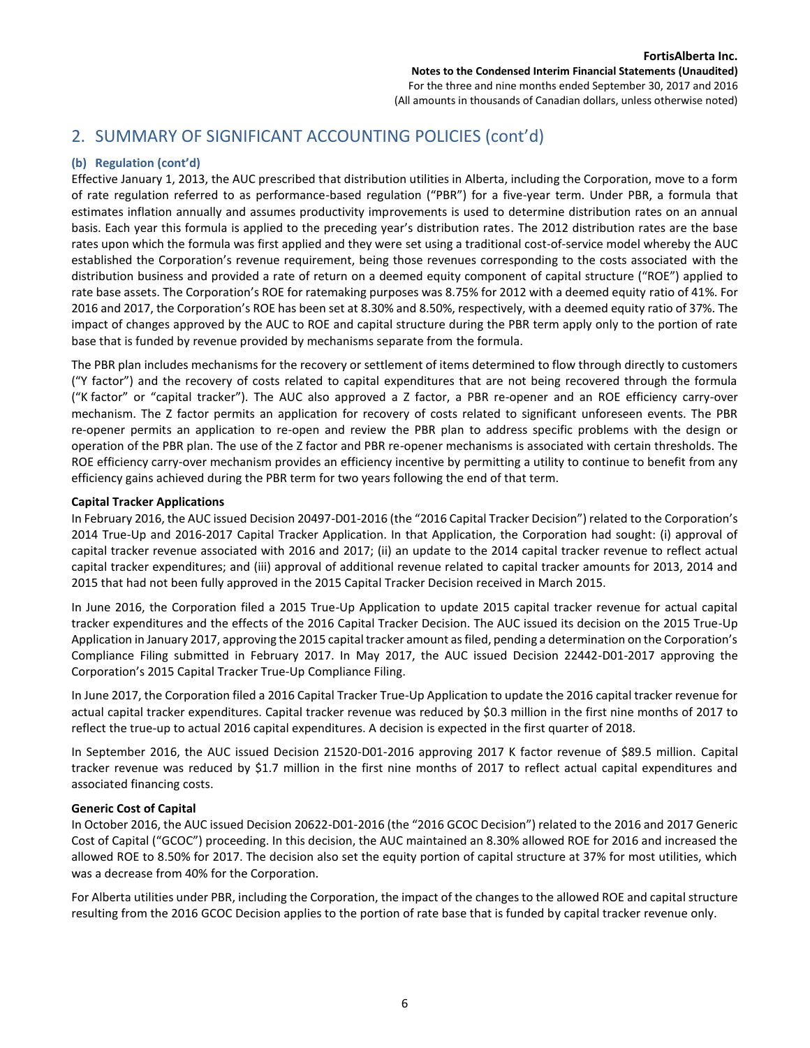## 2. SUMMARY OF SIGNIFICANT ACCOUNTING POLICIES (cont'd)

### (b) Regulation (cont'd)

Effective January 1, 2013, the AUC prescribed that distribution utilities in Alberta, including the Corporation, move to a form of rate regulation referred to as performance-based regulation ("PBR") for a five-year term. Under PBR, a formula that estimates inflation annually and assumes productivity improvements is used to determine distribution rates on an annual basis. Each year this formula is applied to the preceding year's distribution rates. The 2012 distribution rates are the base rates upon which the formula was first applied and they were set using a traditional cost-of-service model whereby the AUC established the Corporation's revenue requirement, being those revenues corresponding to the costs associated with the distribution business and provided a rate of return on a deemed equity component of capital structure ("ROE") applied to rate base assets. The Corporation's ROE for ratemaking purposes was 8.75% for 2012 with a deemed equity ratio of 41%. For 2016 and 2017, the Corporation's ROE has been set at 8.30% and 8.50%, respectively, with a deemed equity ratio of 37%. The impact of changes approved by the AUC to ROE and capital structure during the PBR term apply only to the portion of rate base that is funded by revenue provided by mechanisms separate from the formula.

The PBR plan includes mechanisms for the recovery or settlement of items determined to flow through directly to customers ("Y factor") and the recovery of costs related to capital expenditures that are not being recovered through the formula ("K factor" or "capital tracker"). The AUC also approved a Z factor, a PBR re-opener and an ROE efficiency carry-over mechanism. The Z factor permits an application for recovery of costs related to significant unforeseen events. The PBR re-opener permits an application to re-open and review the PBR plan to address specific problems with the design or operation of the PBR plan. The use of the Z factor and PBR re-opener mechanisms is associated with certain thresholds. The ROE efficiency carry-over mechanism provides an efficiency incentive by permitting a utility to continue to benefit from any efficiency gains achieved during the PBR term for two years following the end of that term.

**Capital Tracker Applications**

In February 2016, the AUC issued Decision 20497-D01-2016 (the "2016 Capital Tracker Decision") related to the Corporation's 2014 True-Up and 2016-2017 Capital Tracker Application. In that Application, the Corporation had sought: (i) approval of capital tracker revenue associated with 2016 and 2017; (ii) an update to the 2014 capital tracker revenue to reflect actual capital tracker expenditures; and (iii) approval of additional revenue related to capital tracker amounts for 2013, 2014 and 2015 that had not been fully approved in the 2015 Capital Tracker Decision received in March 2015.

In June 2016, the Corporation filed a 2015 True-Up Application to update 2015 capital tracker revenue for actual capital tracker expenditures and the effects of the 2016 Capital Tracker Decision. The AUC issued its decision on the 2015 True-Up Application in January 2017, approving the 2015 capital tracker amount as filed, pending a determination on the Corporation's Compliance Filing submitted in February 2017. In May 2017, the AUC issued Decision 22442-D01-2017 approving the Corporation's 2015 Capital Tracker True-Up Compliance Filing.

In June 2017, the Corporation filed a 2016 Capital Tracker True-Up Application to update the 2016 capital tracker revenue for actual capital tracker expenditures. Capital tracker revenue was reduced by $0.3 million in the first nine months of 2017 to reflect the true-up to actual 2016 capital expenditures. A decision is expected in the first quarter of 2018.

In September 2016, the AUC issued Decision 21520-D01-2016 approving 2017 K factor revenue of $89.5 million. Capital tracker revenue was reduced by $1.7 million in the first nine months of 2017 to reflect actual capital expenditures and associated financing costs.

**Generic Cost of Capital**

In October 2016, the AUC issued Decision 20622-D01-2016 (the "2016 GCOC Decision") related to the 2016 and 2017 Generic Cost of Capital ("GCOC") proceeding. In this decision, the AUC maintained an 8.30% allowed ROE for 2016 and increased the allowed ROE to 8.50% for 2017. The decision also set the equity portion of capital structure at 37% for most utilities, which was a decrease from 40% for the Corporation.

For Alberta utilities under PBR, including the Corporation, the impact of the changes to the allowed ROE and capital structure resulting from the 2016 GCOC Decision applies to the portion of rate base that is funded by capital tracker revenue only.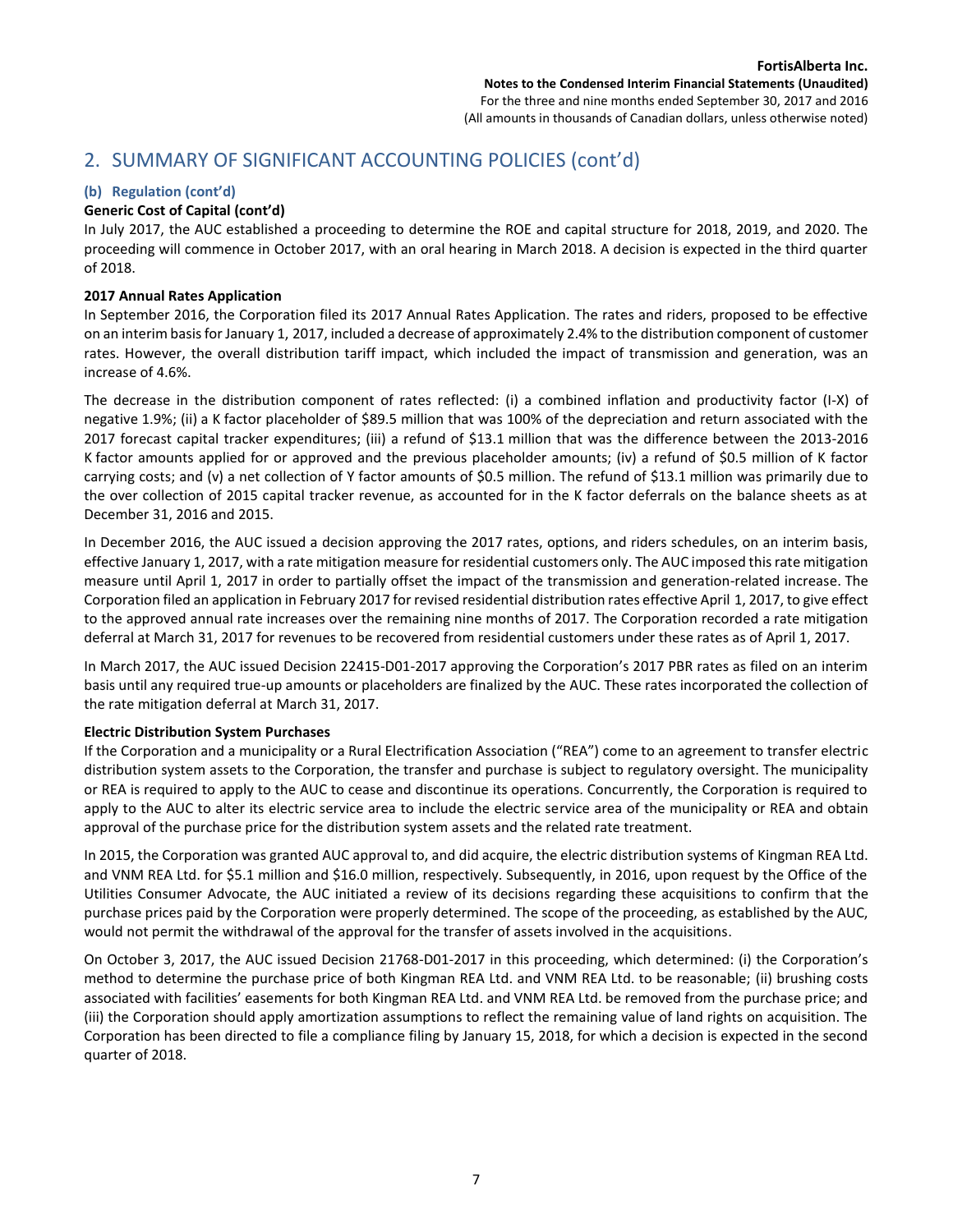## 2. SUMMARY OF SIGNIFICANT ACCOUNTING POLICIES (cont'd)

### (b) Regulation (cont'd)

**Generic Cost of Capital (cont'd)**

In July 2017, the AUC established a proceeding to determine the ROE and capital structure for 2018, 2019, and 2020. The proceeding will commence in October 2017, with an oral hearing in March 2018. A decision is expected in the third quarter of 2018.

**2017 Annual Rates Application**

In September 2016, the Corporation filed its 2017 Annual Rates Application. The rates and riders, proposed to be effective on an interim basis for January 1, 2017, included a decrease of approximately 2.4% to the distribution component of customer rates. However, the overall distribution tariff impact, which included the impact of transmission and generation, was an increase of 4.6%.

The decrease in the distribution component of rates reflected: (i) a combined inflation and productivity factor (I-X) of negative 1.9%; (ii) a K factor placeholder of $89.5 million that was 100% of the depreciation and return associated with the 2017 forecast capital tracker expenditures; (iii) a refund of $13.1 million that was the difference between the 2013-2016 K factor amounts applied for or approved and the previous placeholder amounts; (iv) a refund of $0.5 million of K factor carrying costs; and (v) a net collection of Y factor amounts of $0.5 million. The refund of $13.1 million was primarily due to the over collection of 2015 capital tracker revenue, as accounted for in the K factor deferrals on the balance sheets as at December 31, 2016 and 2015.

In December 2016, the AUC issued a decision approving the 2017 rates, options, and riders schedules, on an interim basis, effective January 1, 2017, with a rate mitigation measure for residential customers only. The AUC imposed this rate mitigation measure until April 1, 2017 in order to partially offset the impact of the transmission and generation-related increase. The Corporation filed an application in February 2017 for revised residential distribution rates effective April 1, 2017, to give effect to the approved annual rate increases over the remaining nine months of 2017. The Corporation recorded a rate mitigation deferral at March 31, 2017 for revenues to be recovered from residential customers under these rates as of April 1, 2017.

In March 2017, the AUC issued Decision 22415-D01-2017 approving the Corporation's 2017 PBR rates as filed on an interim basis until any required true-up amounts or placeholders are finalized by the AUC. These rates incorporated the collection of the rate mitigation deferral at March 31, 2017.

**Electric Distribution System Purchases**

If the Corporation and a municipality or a Rural Electrification Association ("REA") come to an agreement to transfer electric distribution system assets to the Corporation, the transfer and purchase is subject to regulatory oversight. The municipality or REA is required to apply to the AUC to cease and discontinue its operations. Concurrently, the Corporation is required to apply to the AUC to alter its electric service area to include the electric service area of the municipality or REA and obtain approval of the purchase price for the distribution system assets and the related rate treatment.

In 2015, the Corporation was granted AUC approval to, and did acquire, the electric distribution systems of Kingman REA Ltd. and VNM REA Ltd. for $5.1 million and $16.0 million, respectively. Subsequently, in 2016, upon request by the Office of the Utilities Consumer Advocate, the AUC initiated a review of its decisions regarding these acquisitions to confirm that the purchase prices paid by the Corporation were properly determined. The scope of the proceeding, as established by the AUC, would not permit the withdrawal of the approval for the transfer of assets involved in the acquisitions.

On October 3, 2017, the AUC issued Decision 21768-D01-2017 in this proceeding, which determined: (i) the Corporation's method to determine the purchase price of both Kingman REA Ltd. and VNM REA Ltd. to be reasonable; (ii) brushing costs associated with facilities' easements for both Kingman REA Ltd. and VNM REA Ltd. be removed from the purchase price; and (iii) the Corporation should apply amortization assumptions to reflect the remaining value of land rights on acquisition. The Corporation has been directed to file a compliance filing by January 15, 2018, for which a decision is expected in the second quarter of 2018.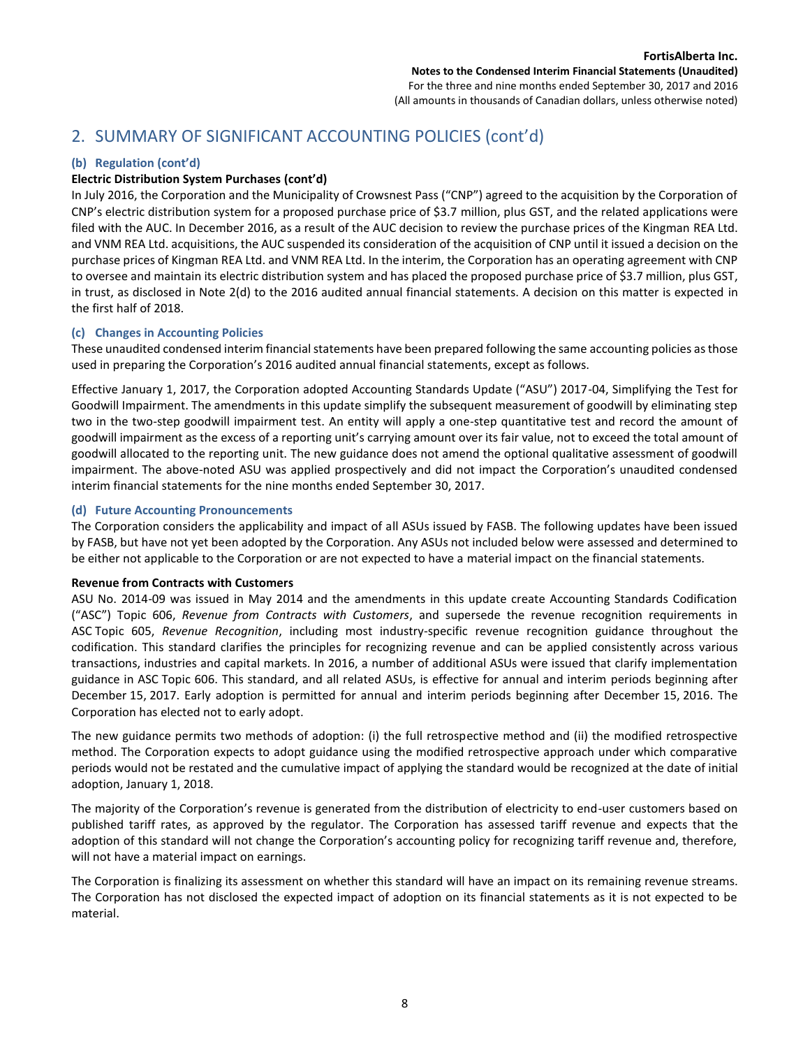## 2. SUMMARY OF SIGNIFICANT ACCOUNTING POLICIES (cont'd)

### (b) Regulation (cont'd)

**Electric Distribution System Purchases (cont'd)**

In July 2016, the Corporation and the Municipality of Crowsnest Pass ("CNP") agreed to the acquisition by the Corporation of CNP's electric distribution system for a proposed purchase price of $3.7 million, plus GST, and the related applications were filed with the AUC. In December 2016, as a result of the AUC decision to review the purchase prices of the Kingman REA Ltd. and VNM REA Ltd. acquisitions, the AUC suspended its consideration of the acquisition of CNP until it issued a decision on the purchase prices of Kingman REA Ltd. and VNM REA Ltd. In the interim, the Corporation has an operating agreement with CNP to oversee and maintain its electric distribution system and has placed the proposed purchase price of $3.7 million, plus GST, in trust, as disclosed in Note 2(d) to the 2016 audited annual financial statements. A decision on this matter is expected in the first half of 2018.

### (c) Changes in Accounting Policies

These unaudited condensed interim financial statements have been prepared following the same accounting policies as those used in preparing the Corporation's 2016 audited annual financial statements, except as follows.

Effective January 1, 2017, the Corporation adopted Accounting Standards Update ("ASU") 2017-04, Simplifying the Test for Goodwill Impairment. The amendments in this update simplify the subsequent measurement of goodwill by eliminating step two in the two-step goodwill impairment test. An entity will apply a one-step quantitative test and record the amount of goodwill impairment as the excess of a reporting unit's carrying amount over its fair value, not to exceed the total amount of goodwill allocated to the reporting unit. The new guidance does not amend the optional qualitative assessment of goodwill impairment. The above-noted ASU was applied prospectively and did not impact the Corporation's unaudited condensed interim financial statements for the nine months ended September 30, 2017.

### (d) Future Accounting Pronouncements

The Corporation considers the applicability and impact of all ASUs issued by FASB. The following updates have been issued by FASB, but have not yet been adopted by the Corporation. Any ASUs not included below were assessed and determined to be either not applicable to the Corporation or are not expected to have a material impact on the financial statements.

**Revenue from Contracts with Customers**

ASU No. 2014-09 was issued in May 2014 and the amendments in this update create Accounting Standards Codification ("ASC") Topic 606, *Revenue from Contracts with Customers*, and supersede the revenue recognition requirements in ASC Topic 605, *Revenue Recognition*, including most industry-specific revenue recognition guidance throughout the codification. This standard clarifies the principles for recognizing revenue and can be applied consistently across various transactions, industries and capital markets. In 2016, a number of additional ASUs were issued that clarify implementation guidance in ASC Topic 606. This standard, and all related ASUs, is effective for annual and interim periods beginning after December 15, 2017. Early adoption is permitted for annual and interim periods beginning after December 15, 2016. The Corporation has elected not to early adopt.

The new guidance permits two methods of adoption: (i) the full retrospective method and (ii) the modified retrospective method. The Corporation expects to adopt guidance using the modified retrospective approach under which comparative periods would not be restated and the cumulative impact of applying the standard would be recognized at the date of initial adoption, January 1, 2018.

The majority of the Corporation's revenue is generated from the distribution of electricity to end-user customers based on published tariff rates, as approved by the regulator. The Corporation has assessed tariff revenue and expects that the adoption of this standard will not change the Corporation's accounting policy for recognizing tariff revenue and, therefore, will not have a material impact on earnings.

The Corporation is finalizing its assessment on whether this standard will have an impact on its remaining revenue streams. The Corporation has not disclosed the expected impact of adoption on its financial statements as it is not expected to be material.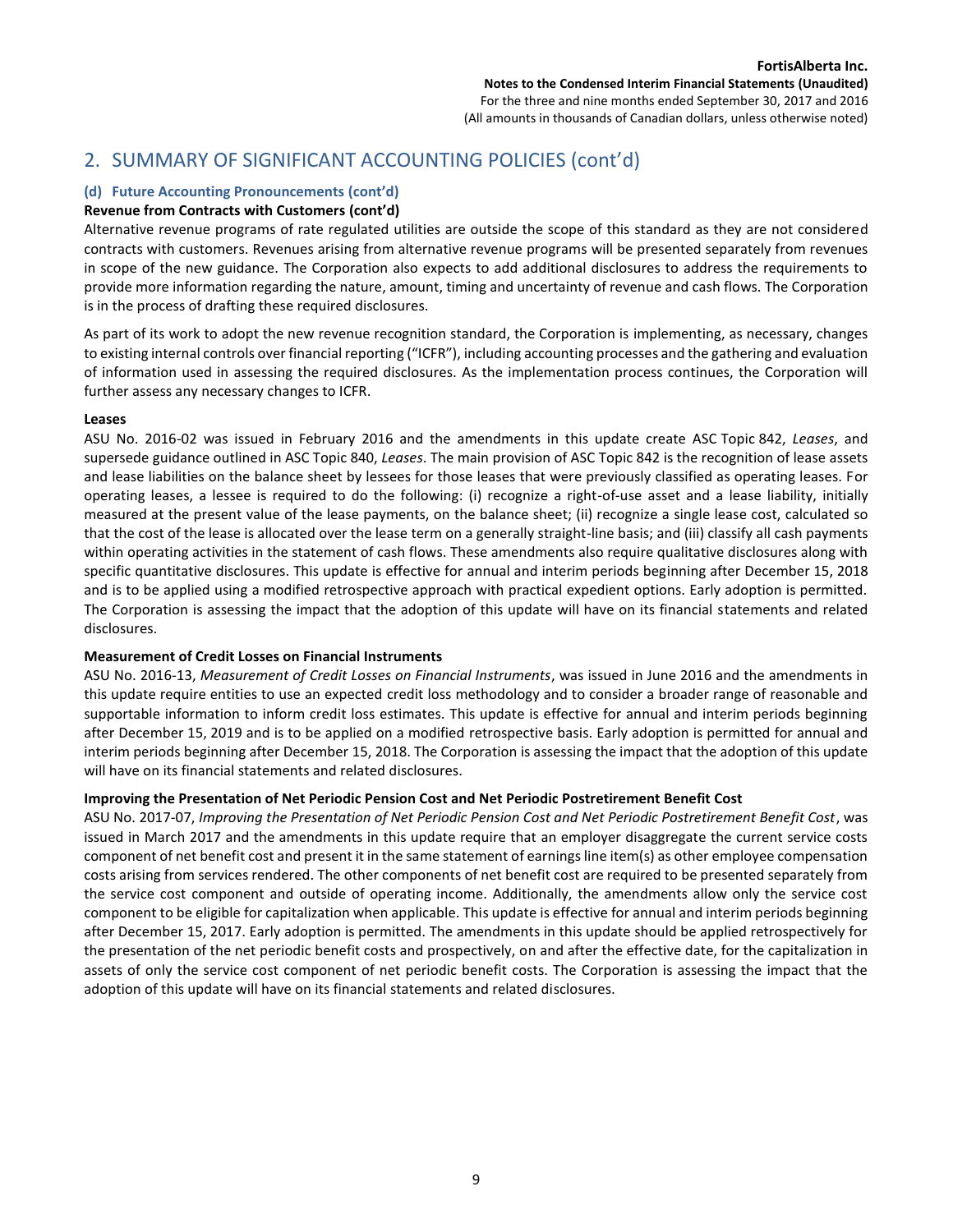## 2. SUMMARY OF SIGNIFICANT ACCOUNTING POLICIES (cont'd)

### (d) Future Accounting Pronouncements (cont'd)

**Revenue from Contracts with Customers (cont'd)**

Alternative revenue programs of rate regulated utilities are outside the scope of this standard as they are not considered contracts with customers. Revenues arising from alternative revenue programs will be presented separately from revenues in scope of the new guidance. The Corporation also expects to add additional disclosures to address the requirements to provide more information regarding the nature, amount, timing and uncertainty of revenue and cash flows. The Corporation is in the process of drafting these required disclosures.

As part of its work to adopt the new revenue recognition standard, the Corporation is implementing, as necessary, changes to existing internal controls over financial reporting ("ICFR"), including accounting processes and the gathering and evaluation of information used in assessing the required disclosures. As the implementation process continues, the Corporation will further assess any necessary changes to ICFR.

**Leases**

ASU No. 2016-02 was issued in February 2016 and the amendments in this update create ASC Topic 842, *Leases*, and supersede guidance outlined in ASC Topic 840, *Leases*. The main provision of ASC Topic 842 is the recognition of lease assets and lease liabilities on the balance sheet by lessees for those leases that were previously classified as operating leases. For operating leases, a lessee is required to do the following: (i) recognize a right-of-use asset and a lease liability, initially measured at the present value of the lease payments, on the balance sheet; (ii) recognize a single lease cost, calculated so that the cost of the lease is allocated over the lease term on a generally straight-line basis; and (iii) classify all cash payments within operating activities in the statement of cash flows. These amendments also require qualitative disclosures along with specific quantitative disclosures. This update is effective for annual and interim periods beginning after December 15, 2018 and is to be applied using a modified retrospective approach with practical expedient options. Early adoption is permitted. The Corporation is assessing the impact that the adoption of this update will have on its financial statements and related disclosures.

**Measurement of Credit Losses on Financial Instruments**

ASU No. 2016-13, *Measurement of Credit Losses on Financial Instruments*, was issued in June 2016 and the amendments in this update require entities to use an expected credit loss methodology and to consider a broader range of reasonable and supportable information to inform credit loss estimates. This update is effective for annual and interim periods beginning after December 15, 2019 and is to be applied on a modified retrospective basis. Early adoption is permitted for annual and interim periods beginning after December 15, 2018. The Corporation is assessing the impact that the adoption of this update will have on its financial statements and related disclosures.

**Improving the Presentation of Net Periodic Pension Cost and Net Periodic Postretirement Benefit Cost**

ASU No. 2017-07, *Improving the Presentation of Net Periodic Pension Cost and Net Periodic Postretirement Benefit Cost*, was issued in March 2017 and the amendments in this update require that an employer disaggregate the current service costs component of net benefit cost and present it in the same statement of earnings line item(s) as other employee compensation costs arising from services rendered. The other components of net benefit cost are required to be presented separately from the service cost component and outside of operating income. Additionally, the amendments allow only the service cost component to be eligible for capitalization when applicable. This update is effective for annual and interim periods beginning after December 15, 2017. Early adoption is permitted. The amendments in this update should be applied retrospectively for the presentation of the net periodic benefit costs and prospectively, on and after the effective date, for the capitalization in assets of only the service cost component of net periodic benefit costs. The Corporation is assessing the impact that the adoption of this update will have on its financial statements and related disclosures.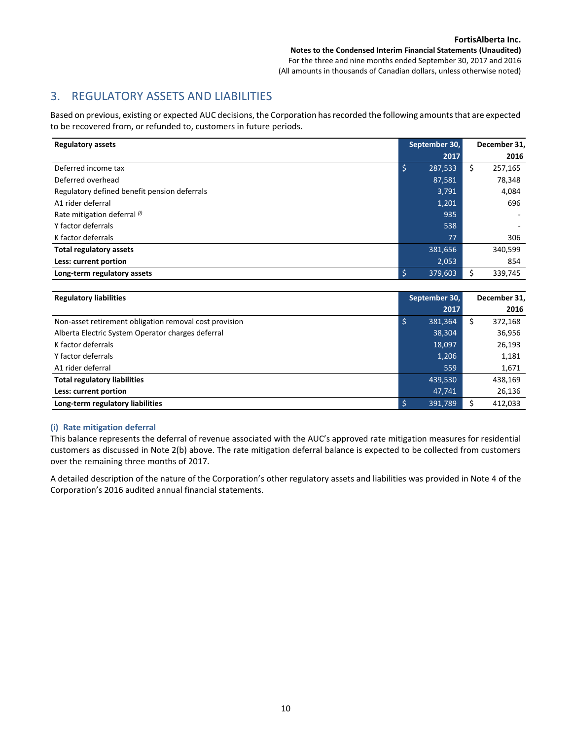## 3. REGULATORY ASSETS AND LIABILITIES

Based on previous, existing or expected AUC decisions, the Corporation has recorded the following amounts that are expected to be recovered from, or refunded to, customers in future periods.

| Regulatory assets | September 30, 2017 | December 31, 2016 |
|---|---|---|
| Deferred income tax | $ 287,533 | $ 257,165 |
| Deferred overhead | 87,581 | 78,348 |
| Regulatory defined benefit pension deferrals | 3,791 | 4,084 |
| A1 rider deferral | 1,201 | 696 |
| Rate mitigation deferral *(i)* | 935 | - |
| Y factor deferrals | 538 | - |
| K factor deferrals | 77 | 306 |
| **Total regulatory assets** | 381,656 | 340,599 |
| **Less: current portion** | 2,053 | 854 |
| **Long-term regulatory assets** | $ 379,603 | $ 339,745 |

| Regulatory liabilities | September 30, 2017 | December 31, 2016 |
|---|---|---|
| Non-asset retirement obligation removal cost provision | $ 381,364 | $ 372,168 |
| Alberta Electric System Operator charges deferral | 38,304 | 36,956 |
| K factor deferrals | 18,097 | 26,193 |
| Y factor deferrals | 1,206 | 1,181 |
| A1 rider deferral | 559 | 1,671 |
| **Total regulatory liabilities** | 439,530 | 438,169 |
| **Less: current portion** | 47,741 | 26,136 |
| **Long-term regulatory liabilities** | $ 391,789 | $ 412,033 |

### (i) Rate mitigation deferral

This balance represents the deferral of revenue associated with the AUC's approved rate mitigation measures for residential customers as discussed in Note 2(b) above. The rate mitigation deferral balance is expected to be collected from customers over the remaining three months of 2017.

A detailed description of the nature of the Corporation's other regulatory assets and liabilities was provided in Note 4 of the Corporation's 2016 audited annual financial statements.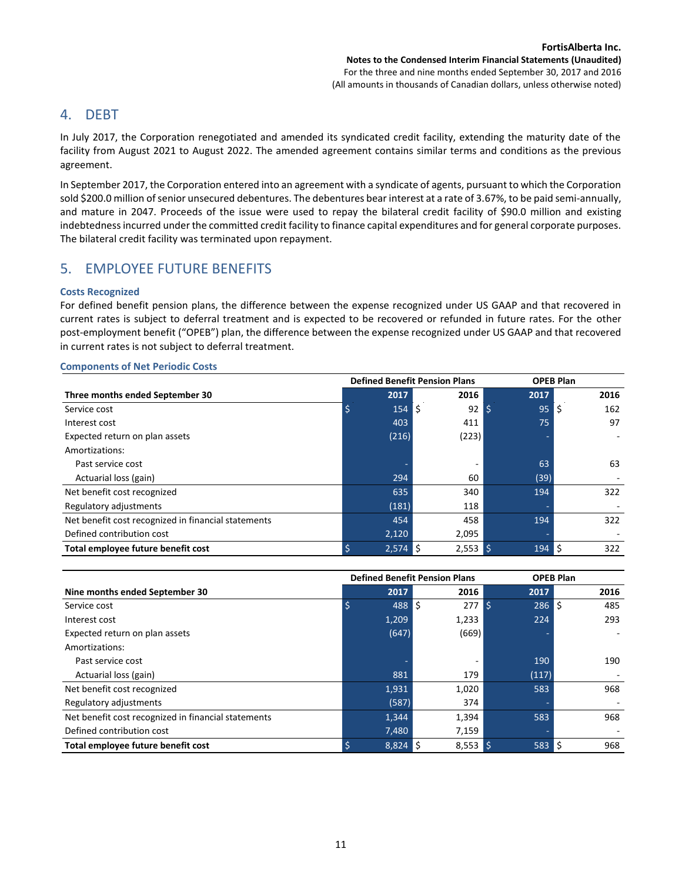## 4. DEBT

In July 2017, the Corporation renegotiated and amended its syndicated credit facility, extending the maturity date of the facility from August 2021 to August 2022. The amended agreement contains similar terms and conditions as the previous agreement.

In September 2017, the Corporation entered into an agreement with a syndicate of agents, pursuant to which the Corporation sold $200.0 million of senior unsecured debentures. The debentures bear interest at a rate of 3.67%, to be paid semi-annually, and mature in 2047. Proceeds of the issue were used to repay the bilateral credit facility of $90.0 million and existing indebtedness incurred under the committed credit facility to finance capital expenditures and for general corporate purposes. The bilateral credit facility was terminated upon repayment.

## 5. EMPLOYEE FUTURE BENEFITS

### Costs Recognized

For defined benefit pension plans, the difference between the expense recognized under US GAAP and that recovered in current rates is subject to deferral treatment and is expected to be recovered or refunded in future rates. For the other post-employment benefit ("OPEB") plan, the difference between the expense recognized under US GAAP and that recovered in current rates is not subject to deferral treatment.

### Components of Net Periodic Costs

| | Defined Benefit Pension Plans | | OPEB Plan | |
|---|---|---|---|---|
| **Three months ended September 30** | **2017** | **2016** | **2017** | **2016** |
| Service cost | $ 154 | $ 92 | $ 95 | $ 162 |
| Interest cost | 403 | 411 | 75 | 97 |
| Expected return on plan assets | (216) | (223) | - | - |
| Amortizations: | | | | |
| Past service cost | - | - | 63 | 63 |
| Actuarial loss (gain) | 294 | 60 | (39) | - |
| Net benefit cost recognized | 635 | 340 | 194 | 322 |
| Regulatory adjustments | (181) | 118 | - | - |
| Net benefit cost recognized in financial statements | 454 | 458 | 194 | 322 |
| Defined contribution cost | 2,120 | 2,095 | - | - |
| **Total employee future benefit cost** | $ 2,574 | $ 2,553 | $ 194 | $ 322 |

| | Defined Benefit Pension Plans | | OPEB Plan | |
|---|---|---|---|---|
| **Nine months ended September 30** | **2017** | **2016** | **2017** | **2016** |
| Service cost | $ 488 | $ 277 | $ 286 | $ 485 |
| Interest cost | 1,209 | 1,233 | 224 | 293 |
| Expected return on plan assets | (647) | (669) | - | - |
| Amortizations: | | | | |
| Past service cost | - | - | 190 | 190 |
| Actuarial loss (gain) | 881 | 179 | (117) | - |
| Net benefit cost recognized | 1,931 | 1,020 | 583 | 968 |
| Regulatory adjustments | (587) | 374 | - | - |
| Net benefit cost recognized in financial statements | 1,344 | 1,394 | 583 | 968 |
| Defined contribution cost | 7,480 | 7,159 | - | - |
| **Total employee future benefit cost** | $ 8,824 | $ 8,553 | $ 583 | $ 968 |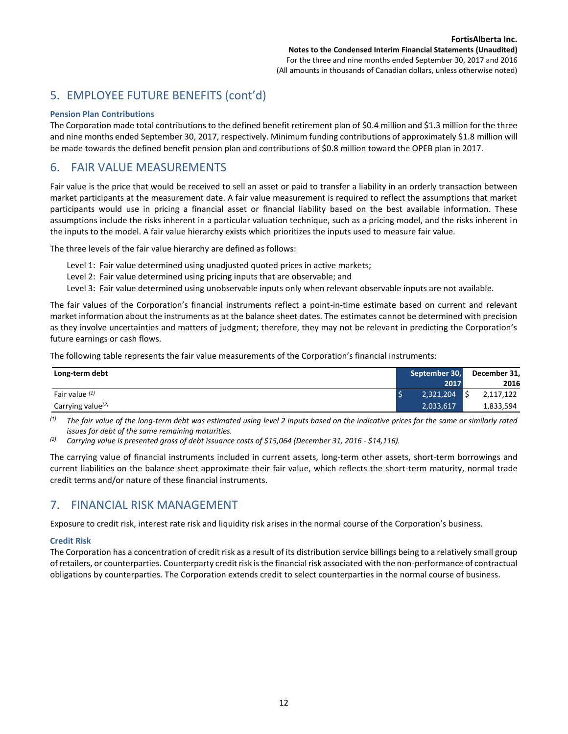## 5. EMPLOYEE FUTURE BENEFITS (cont'd)

### Pension Plan Contributions

The Corporation made total contributions to the defined benefit retirement plan of $0.4 million and $1.3 million for the three and nine months ended September 30, 2017, respectively. Minimum funding contributions of approximately $1.8 million will be made towards the defined benefit pension plan and contributions of $0.8 million toward the OPEB plan in 2017.

## 6. FAIR VALUE MEASUREMENTS

Fair value is the price that would be received to sell an asset or paid to transfer a liability in an orderly transaction between market participants at the measurement date. A fair value measurement is required to reflect the assumptions that market participants would use in pricing a financial asset or financial liability based on the best available information. These assumptions include the risks inherent in a particular valuation technique, such as a pricing model, and the risks inherent in the inputs to the model. A fair value hierarchy exists which prioritizes the inputs used to measure fair value.

The three levels of the fair value hierarchy are defined as follows:

Level 1: Fair value determined using unadjusted quoted prices in active markets;
Level 2: Fair value determined using pricing inputs that are observable; and
Level 3: Fair value determined using unobservable inputs only when relevant observable inputs are not available.

The fair values of the Corporation's financial instruments reflect a point-in-time estimate based on current and relevant market information about the instruments as at the balance sheet dates. The estimates cannot be determined with precision as they involve uncertainties and matters of judgment; therefore, they may not be relevant in predicting the Corporation's future earnings or cash flows.

The following table represents the fair value measurements of the Corporation's financial instruments:

| Long-term debt | September 30, 2017 | December 31, 2016 |
|---|---|---|
| Fair value [(1)] | $ 2,321,204 | $ 2,117,122 |
| Carrying value[(2)] | 2,033,617 | 1,833,594 |

(1) *The fair value of the long-term debt was estimated using level 2 inputs based on the indicative prices for the same or similarly rated issues for debt of the same remaining maturities.*

(2) *Carrying value is presented gross of debt issuance costs of $15,064 (December 31, 2016 - $14,116).*

The carrying value of financial instruments included in current assets, long-term other assets, short-term borrowings and current liabilities on the balance sheet approximate their fair value, which reflects the short-term maturity, normal trade credit terms and/or nature of these financial instruments.

## 7. FINANCIAL RISK MANAGEMENT

Exposure to credit risk, interest rate risk and liquidity risk arises in the normal course of the Corporation's business.

### Credit Risk

The Corporation has a concentration of credit risk as a result of its distribution service billings being to a relatively small group of retailers, or counterparties. Counterparty credit risk is the financial risk associated with the non-performance of contractual obligations by counterparties. The Corporation extends credit to select counterparties in the normal course of business.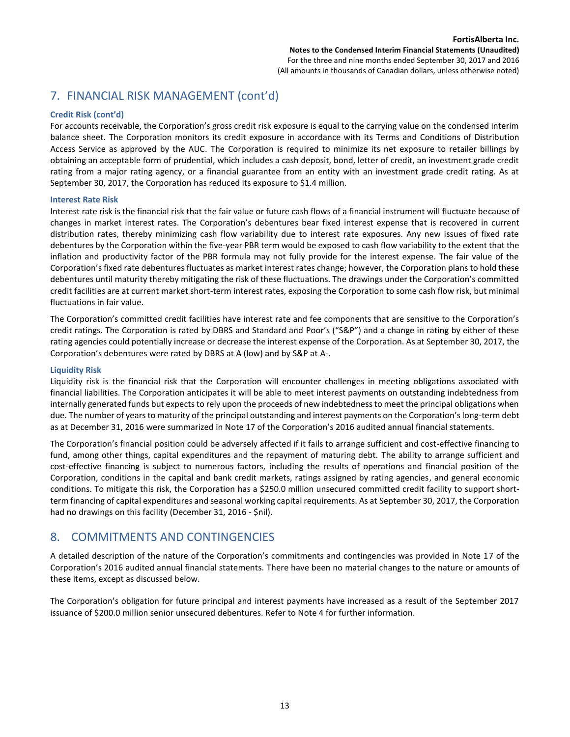## 7. FINANCIAL RISK MANAGEMENT (cont'd)

### Credit Risk (cont'd)

For accounts receivable, the Corporation's gross credit risk exposure is equal to the carrying value on the condensed interim balance sheet. The Corporation monitors its credit exposure in accordance with its Terms and Conditions of Distribution Access Service as approved by the AUC. The Corporation is required to minimize its net exposure to retailer billings by obtaining an acceptable form of prudential, which includes a cash deposit, bond, letter of credit, an investment grade credit rating from a major rating agency, or a financial guarantee from an entity with an investment grade credit rating. As at September 30, 2017, the Corporation has reduced its exposure to $1.4 million.

### Interest Rate Risk

Interest rate risk is the financial risk that the fair value or future cash flows of a financial instrument will fluctuate because of changes in market interest rates. The Corporation's debentures bear fixed interest expense that is recovered in current distribution rates, thereby minimizing cash flow variability due to interest rate exposures. Any new issues of fixed rate debentures by the Corporation within the five-year PBR term would be exposed to cash flow variability to the extent that the inflation and productivity factor of the PBR formula may not fully provide for the interest expense. The fair value of the Corporation's fixed rate debentures fluctuates as market interest rates change; however, the Corporation plans to hold these debentures until maturity thereby mitigating the risk of these fluctuations. The drawings under the Corporation's committed credit facilities are at current market short-term interest rates, exposing the Corporation to some cash flow risk, but minimal fluctuations in fair value.

The Corporation's committed credit facilities have interest rate and fee components that are sensitive to the Corporation's credit ratings. The Corporation is rated by DBRS and Standard and Poor's ("S&P") and a change in rating by either of these rating agencies could potentially increase or decrease the interest expense of the Corporation. As at September 30, 2017, the Corporation's debentures were rated by DBRS at A (low) and by S&P at A-.

### Liquidity Risk

Liquidity risk is the financial risk that the Corporation will encounter challenges in meeting obligations associated with financial liabilities. The Corporation anticipates it will be able to meet interest payments on outstanding indebtedness from internally generated funds but expects to rely upon the proceeds of new indebtedness to meet the principal obligations when due. The number of years to maturity of the principal outstanding and interest payments on the Corporation's long-term debt as at December 31, 2016 were summarized in Note 17 of the Corporation's 2016 audited annual financial statements.

The Corporation's financial position could be adversely affected if it fails to arrange sufficient and cost-effective financing to fund, among other things, capital expenditures and the repayment of maturing debt. The ability to arrange sufficient and cost-effective financing is subject to numerous factors, including the results of operations and financial position of the Corporation, conditions in the capital and bank credit markets, ratings assigned by rating agencies, and general economic conditions. To mitigate this risk, the Corporation has a $250.0 million unsecured committed credit facility to support short-term financing of capital expenditures and seasonal working capital requirements. As at September 30, 2017, the Corporation had no drawings on this facility (December 31, 2016 - $nil).

## 8. COMMITMENTS AND CONTINGENCIES

A detailed description of the nature of the Corporation's commitments and contingencies was provided in Note 17 of the Corporation's 2016 audited annual financial statements. There have been no material changes to the nature or amounts of these items, except as discussed below.

The Corporation's obligation for future principal and interest payments have increased as a result of the September 2017 issuance of $200.0 million senior unsecured debentures. Refer to Note 4 for further information.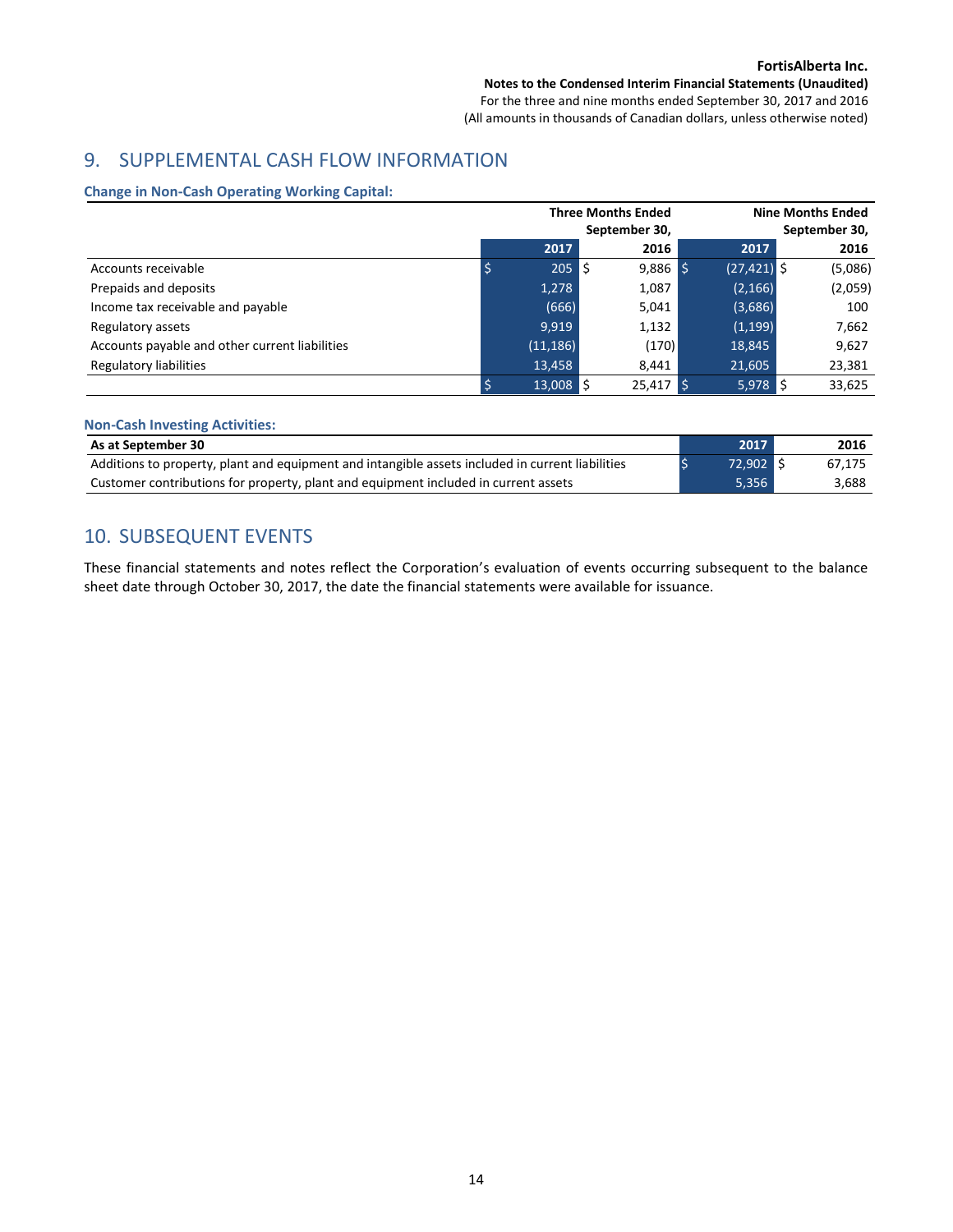## 9. SUPPLEMENTAL CASH FLOW INFORMATION

### Change in Non-Cash Operating Working Capital:

| | Three Months Ended September 30, | | Nine Months Ended September 30, | |
|---|---|---|---|---|
| | **2017** | **2016** | **2017** | **2016** |
| Accounts receivable | $ 205 | $ 9,886 | $ (27,421) | $ (5,086) |
| Prepaids and deposits | 1,278 | 1,087 | (2,166) | (2,059) |
| Income tax receivable and payable | (666) | 5,041 | (3,686) | 100 |
| Regulatory assets | 9,919 | 1,132 | (1,199) | 7,662 |
| Accounts payable and other current liabilities | (11,186) | (170) | 18,845 | 9,627 |
| Regulatory liabilities | 13,458 | 8,441 | 21,605 | 23,381 |
| | $ 13,008 | $ 25,417 | $ 5,978 | $ 33,625 |

### Non-Cash Investing Activities:

| **As at September 30** | **2017** | **2016** |
|---|---|---|
| Additions to property, plant and equipment and intangible assets included in current liabilities | $ 72,902 | $ 67,175 |
| Customer contributions for property, plant and equipment included in current assets | 5,356 | 3,688 |

## 10. SUBSEQUENT EVENTS

These financial statements and notes reflect the Corporation's evaluation of events occurring subsequent to the balance sheet date through October 30, 2017, the date the financial statements were available for issuance.